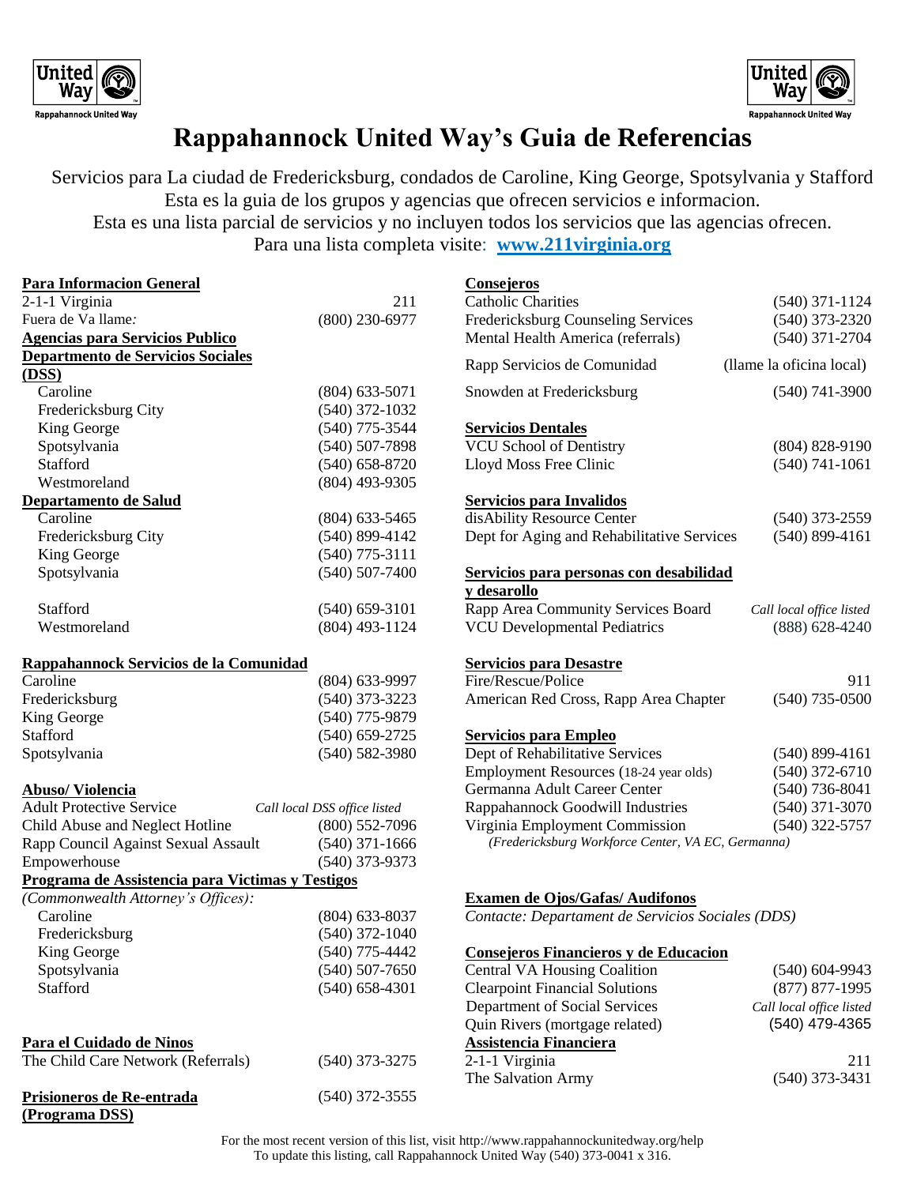# Rappahannock United Way's Guia de Referencias

Servicios para La ciudad de Fredericksburg, condados de Caroline, King George, Spotsylvania y Stafford
Esta es la guia de los grupos y agencias que ofrecen servicios e informacion.
Esta es una lista parcial de servicios y no incluyen todos los servicios que las agencias ofrecen.
Para una lista completa visite: **www.211virginia.org**

**Para Informacion General**

| | |
|---|---|
| 2-1-1 Virginia | 211 |
| Fuera de Va llame: | (800) 230-6977 |

**Agencias para Servicios Publico**

**Departmento de Servicios Sociales (DSS)**

| | |
|---|---|
| Caroline | (804) 633-5071 |
| Fredericksburg City | (540) 372-1032 |
| King George | (540) 775-3544 |
| Spotsylvania | (540) 507-7898 |
| Stafford | (540) 658-8720 |
| Westmoreland | (804) 493-9305 |

**Departamento de Salud**

| | |
|---|---|
| Caroline | (804) 633-5465 |
| Fredericksburg City | (540) 899-4142 |
| King George | (540) 775-3111 |
| Spotsylvania | (540) 507-7400 |
| Stafford | (540) 659-3101 |
| Westmoreland | (804) 493-1124 |

**Rappahannock Servicios de la Comunidad**

| | |
|---|---|
| Caroline | (804) 633-9997 |
| Fredericksburg | (540) 373-3223 |
| King George | (540) 775-9879 |
| Stafford | (540) 659-2725 |
| Spotsylvania | (540) 582-3980 |

**Abuso/ Violencia**

| | |
|---|---|
| Adult Protective Service | *Call local DSS office listed* |
| Child Abuse and Neglect Hotline | (800) 552-7096 |
| Rapp Council Against Sexual Assault | (540) 371-1666 |
| Empowerhouse | (540) 373-9373 |

**Programa de Assistencia para Victimas y Testigos**

*(Commonwealth Attorney's Offices):*

| | |
|---|---|
| Caroline | (804) 633-8037 |
| Fredericksburg | (540) 372-1040 |
| King George | (540) 775-4442 |
| Spotsylvania | (540) 507-7650 |
| Stafford | (540) 658-4301 |

**Para el Cuidado de Ninos**

| | |
|---|---|
| The Child Care Network (Referrals) | (540) 373-3275 |

**Prisioneros de Re-entrada (Programa DSS)** (540) 372-3555

**Consejeros**

| | |
|---|---|
| Catholic Charities | (540) 371-1124 |
| Fredericksburg Counseling Services | (540) 373-2320 |
| Mental Health America (referrals) | (540) 371-2704 |
| Rapp Servicios de Comunidad | (llame la oficina local) |
| Snowden at Fredericksburg | (540) 741-3900 |

**Servicios Dentales**

| | |
|---|---|
| VCU School of Dentistry | (804) 828-9190 |
| Lloyd Moss Free Clinic | (540) 741-1061 |

**Servicios para Invalidos**

| | |
|---|---|
| disAbility Resource Center | (540) 373-2559 |
| Dept for Aging and Rehabilitative Services | (540) 899-4161 |

**Servicios para personas con desabilidad y desarollo**

| | |
|---|---|
| Rapp Area Community Services Board | *Call local office listed* |
| VCU Developmental Pediatrics | (888) 628-4240 |

**Servicios para Desastre**

| | |
|---|---|
| Fire/Rescue/Police | 911 |
| American Red Cross, Rapp Area Chapter | (540) 735-0500 |

**Servicios para Empleo**

| | |
|---|---|
| Dept of Rehabilitative Services | (540) 899-4161 |
| Employment Resources (18-24 year olds) | (540) 372-6710 |
| Germanna Adult Career Center | (540) 736-8041 |
| Rappahannock Goodwill Industries | (540) 371-3070 |
| Virginia Employment Commission | (540) 322-5757 |

*(Fredericksburg Workforce Center, VA EC, Germanna)*

**Examen de Ojos/Gafas/ Audifonos**

*Contacte: Departament de Servicios Sociales (DDS)*

**Consejeros Financieros y de Educacion**

| | |
|---|---|
| Central VA Housing Coalition | (540) 604-9943 |
| Clearpoint Financial Solutions | (877) 877-1995 |
| Department of Social Services | *Call local office listed* |
| Quin Rivers (mortgage related) | (540) 479-4365 |

**Assistencia Financiera**

| | |
|---|---|
| 2-1-1 Virginia | 211 |
| The Salvation Army | (540) 373-3431 |

For the most recent version of this list, visit http://www.rappahannockunitedway.org/help
To update this listing, call Rappahannock United Way (540) 373-0041 x 316.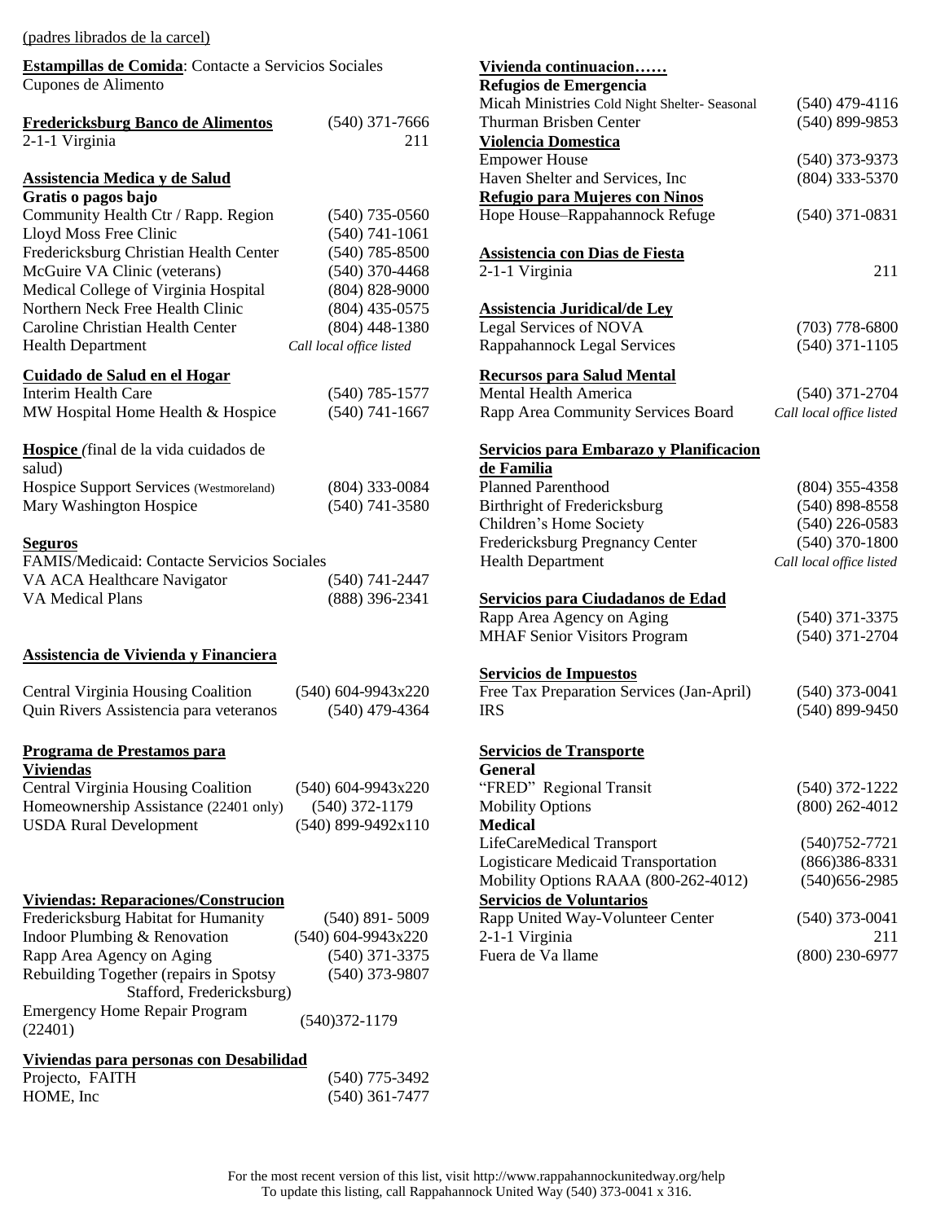(padres librados de la carcel)

**Estampillas de Comida**: Contacte a Servicios Sociales
Cupones de Alimento

| | |
|---|---|
| **Fredericksburg Banco de Alimentos** | (540) 371-7666 |
| 2-1-1 Virginia | 211 |

**Assistencia Medica y de Salud**

**Gratis o pagos bajo**

| | |
|---|---|
| Community Health Ctr / Rapp. Region | (540) 735-0560 |
| Lloyd Moss Free Clinic | (540) 741-1061 |
| Fredericksburg Christian Health Center | (540) 785-8500 |
| McGuire VA Clinic (veterans) | (540) 370-4468 |
| Medical College of Virginia Hospital | (804) 828-9000 |
| Northern Neck Free Health Clinic | (804) 435-0575 |
| Caroline Christian Health Center | (804) 448-1380 |
| Health Department | *Call local office listed* |

**Cuidado de Salud en el Hogar**

| | |
|---|---|
| Interim Health Care | (540) 785-1577 |
| MW Hospital Home Health & Hospice | (540) 741-1667 |

**Hospice** (final de la vida cuidados de salud)

| | |
|---|---|
| Hospice Support Services (Westmoreland) | (804) 333-0084 |
| Mary Washington Hospice | (540) 741-3580 |

**Seguros**

FAMIS/Medicaid: Contacte Servicios Sociales

| | |
|---|---|
| VA ACA Healthcare Navigator | (540) 741-2447 |
| VA Medical Plans | (888) 396-2341 |

**Assistencia de Vivienda y Financiera**

| | |
|---|---|
| Central Virginia Housing Coalition | (540) 604-9943x220 |
| Quin Rivers Assistencia para veteranos | (540) 479-4364 |

**Programa de Prestamos para Viviendas**

| | |
|---|---|
| Central Virginia Housing Coalition | (540) 604-9943x220 |
| Homeownership Assistance (22401 only) | (540) 372-1179 |
| USDA Rural Development | (540) 899-9492x110 |

**Viviendas: Reparaciones/Construcion**

| | |
|---|---|
| Fredericksburg Habitat for Humanity | (540) 891- 5009 |
| Indoor Plumbing & Renovation | (540) 604-9943x220 |
| Rapp Area Agency on Aging | (540) 371-3375 |
| Rebuilding Together (repairs in Spotsy Stafford, Fredericksburg) | (540) 373-9807 |
| Emergency Home Repair Program (22401) | (540)372-1179 |

**Viviendas para personas con Desabilidad**

| | |
|---|---|
| Projecto, FAITH | (540) 775-3492 |
| HOME, Inc | (540) 361-7477 |

**Vivienda continuacion……**

**Refugios de Emergencia**

| | |
|---|---|
| Micah Ministries Cold Night Shelter- Seasonal | (540) 479-4116 |
| Thurman Brisben Center | (540) 899-9853 |

**Violencia Domestica**

| | |
|---|---|
| Empower House | (540) 373-9373 |
| Haven Shelter and Services, Inc | (804) 333-5370 |

**Refugio para Mujeres con Ninos**

| | |
|---|---|
| Hope House–Rappahannock Refuge | (540) 371-0831 |

**Assistencia con Dias de Fiesta**

| | |
|---|---|
| 2-1-1 Virginia | 211 |

**Assistencia Juridical/de Ley**

| | |
|---|---|
| Legal Services of NOVA | (703) 778-6800 |
| Rappahannock Legal Services | (540) 371-1105 |

**Recursos para Salud Mental**

| | |
|---|---|
| Mental Health America | (540) 371-2704 |
| Rapp Area Community Services Board | *Call local office listed* |

**Servicios para Embarazo y Planificacion de Familia**

| | |
|---|---|
| Planned Parenthood | (804) 355-4358 |
| Birthright of Fredericksburg | (540) 898-8558 |
| Children's Home Society | (540) 226-0583 |
| Fredericksburg Pregnancy Center | (540) 370-1800 |
| Health Department | *Call local office listed* |

**Servicios para Ciudadanos de Edad**

| | |
|---|---|
| Rapp Area Agency on Aging | (540) 371-3375 |
| MHAF Senior Visitors Program | (540) 371-2704 |

**Servicios de Impuestos**

| | |
|---|---|
| Free Tax Preparation Services (Jan-April) | (540) 373-0041 |
| IRS | (540) 899-9450 |

**Servicios de Transporte**

**General**

| | |
|---|---|
| "FRED" Regional Transit | (540) 372-1222 |
| Mobility Options | (800) 262-4012 |

**Medical**

| | |
|---|---|
| LifeCareMedical Transport | (540)752-7721 |
| Logisticare Medicaid Transportation | (866)386-8331 |
| Mobility Options RAAA (800-262-4012) | (540)656-2985 |

**Servicios de Voluntarios**

| | |
|---|---|
| Rapp United Way-Volunteer Center | (540) 373-0041 |
| 2-1-1 Virginia | 211 |
| Fuera de Va llame | (800) 230-6977 |

For the most recent version of this list, visit http://www.rappahannockunitedway.org/help
To update this listing, call Rappahannock United Way (540) 373-0041 x 316.